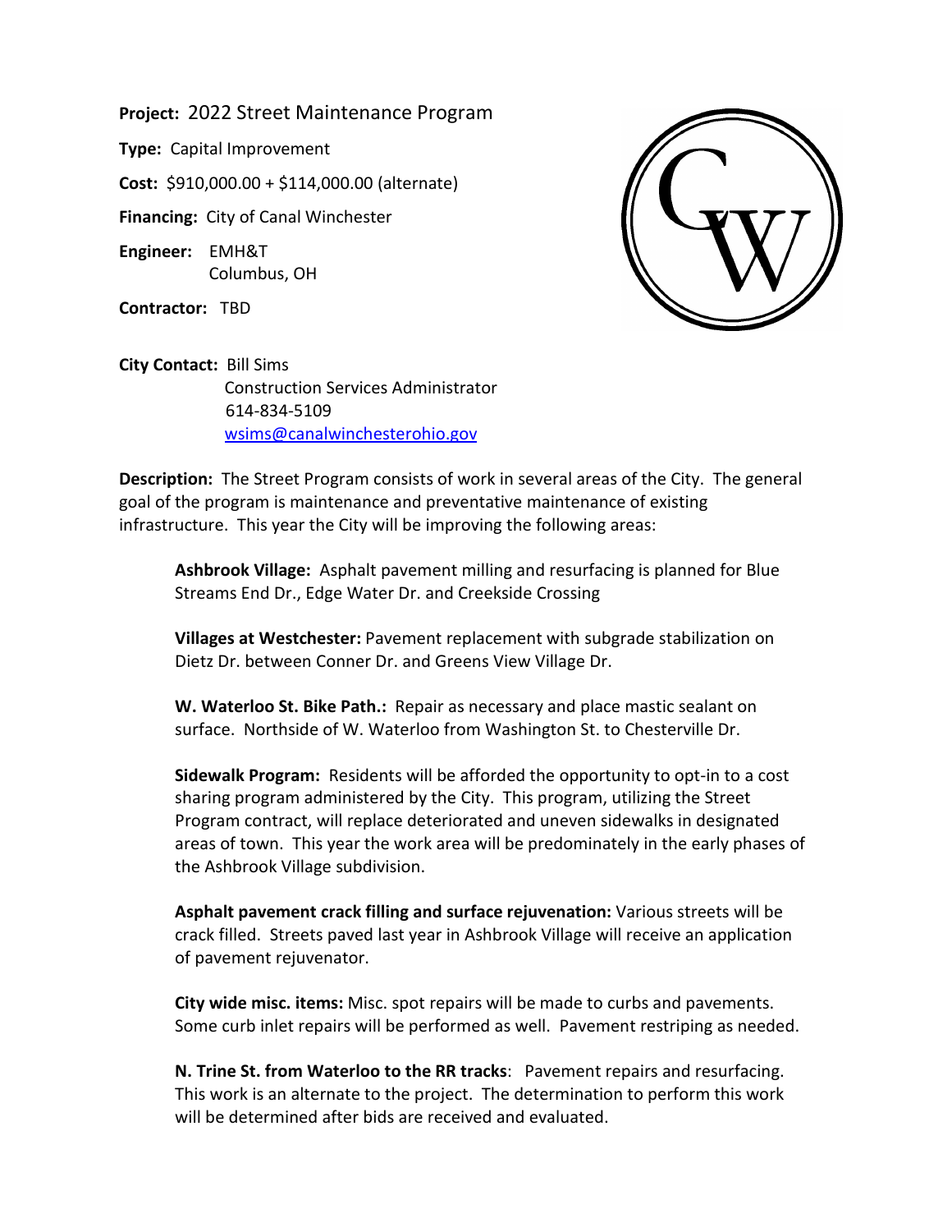**Project:** 2022 Street Maintenance Program

**Type:** Capital Improvement

**Cost:** $910,000.00 + $114,000.00 (alternate)

**Financing:** City of Canal Winchester

**Engineer:** EMH&T
Columbus, OH

**Contractor:** TBD

**City Contact:** Bill Sims
Construction Services Administrator
614-834-5109
wsims@canalwinchesterohio.gov

**Description:** The Street Program consists of work in several areas of the City. The general goal of the program is maintenance and preventative maintenance of existing infrastructure. This year the City will be improving the following areas:

**Ashbrook Village:** Asphalt pavement milling and resurfacing is planned for Blue Streams End Dr., Edge Water Dr. and Creekside Crossing

**Villages at Westchester:** Pavement replacement with subgrade stabilization on Dietz Dr. between Conner Dr. and Greens View Village Dr.

**W. Waterloo St. Bike Path.:** Repair as necessary and place mastic sealant on surface. Northside of W. Waterloo from Washington St. to Chesterville Dr.

**Sidewalk Program:** Residents will be afforded the opportunity to opt-in to a cost sharing program administered by the City. This program, utilizing the Street Program contract, will replace deteriorated and uneven sidewalks in designated areas of town. This year the work area will be predominately in the early phases of the Ashbrook Village subdivision.

**Asphalt pavement crack filling and surface rejuvenation:** Various streets will be crack filled. Streets paved last year in Ashbrook Village will receive an application of pavement rejuvenator.

**City wide misc. items:** Misc. spot repairs will be made to curbs and pavements. Some curb inlet repairs will be performed as well. Pavement restriping as needed.

**N. Trine St. from Waterloo to the RR tracks**: Pavement repairs and resurfacing. This work is an alternate to the project. The determination to perform this work will be determined after bids are received and evaluated.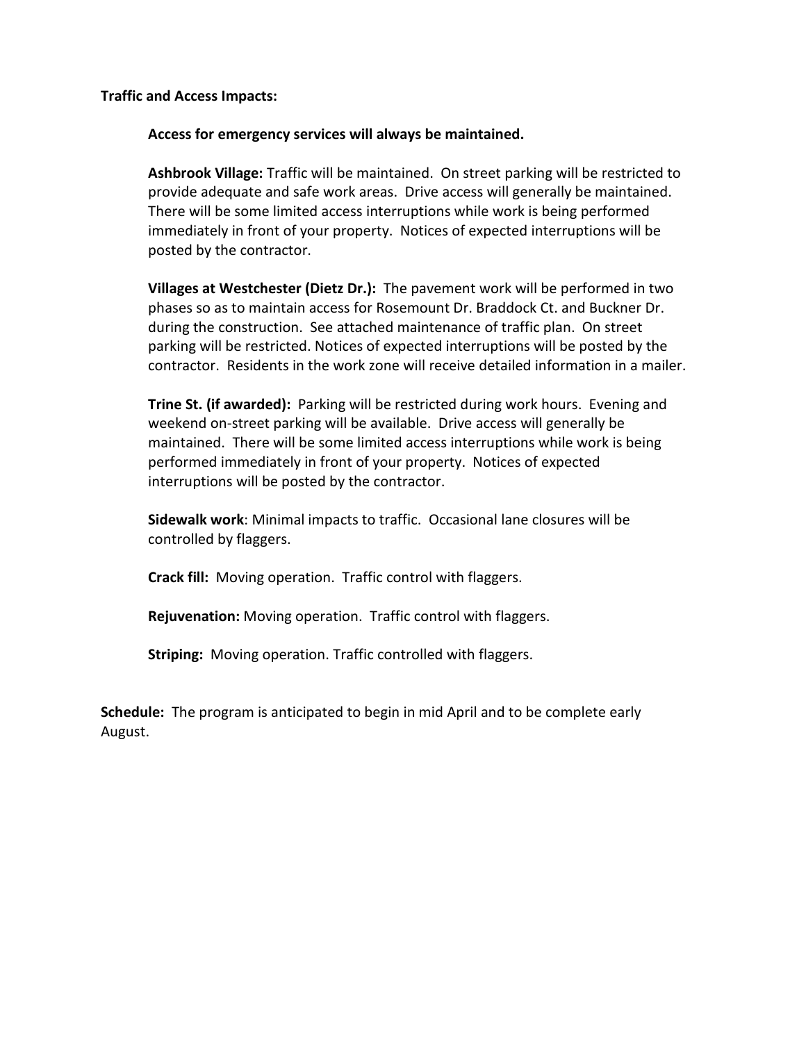**Traffic and Access Impacts:**

**Access for emergency services will always be maintained.**

**Ashbrook Village:** Traffic will be maintained. On street parking will be restricted to provide adequate and safe work areas. Drive access will generally be maintained. There will be some limited access interruptions while work is being performed immediately in front of your property. Notices of expected interruptions will be posted by the contractor.

**Villages at Westchester (Dietz Dr.):** The pavement work will be performed in two phases so as to maintain access for Rosemount Dr. Braddock Ct. and Buckner Dr. during the construction. See attached maintenance of traffic plan. On street parking will be restricted. Notices of expected interruptions will be posted by the contractor. Residents in the work zone will receive detailed information in a mailer.

**Trine St. (if awarded):** Parking will be restricted during work hours. Evening and weekend on-street parking will be available. Drive access will generally be maintained. There will be some limited access interruptions while work is being performed immediately in front of your property. Notices of expected interruptions will be posted by the contractor.

**Sidewalk work**: Minimal impacts to traffic. Occasional lane closures will be controlled by flaggers.

**Crack fill:** Moving operation. Traffic control with flaggers.

**Rejuvenation:** Moving operation. Traffic control with flaggers.

**Striping:** Moving operation. Traffic controlled with flaggers.

**Schedule:** The program is anticipated to begin in mid April and to be complete early August.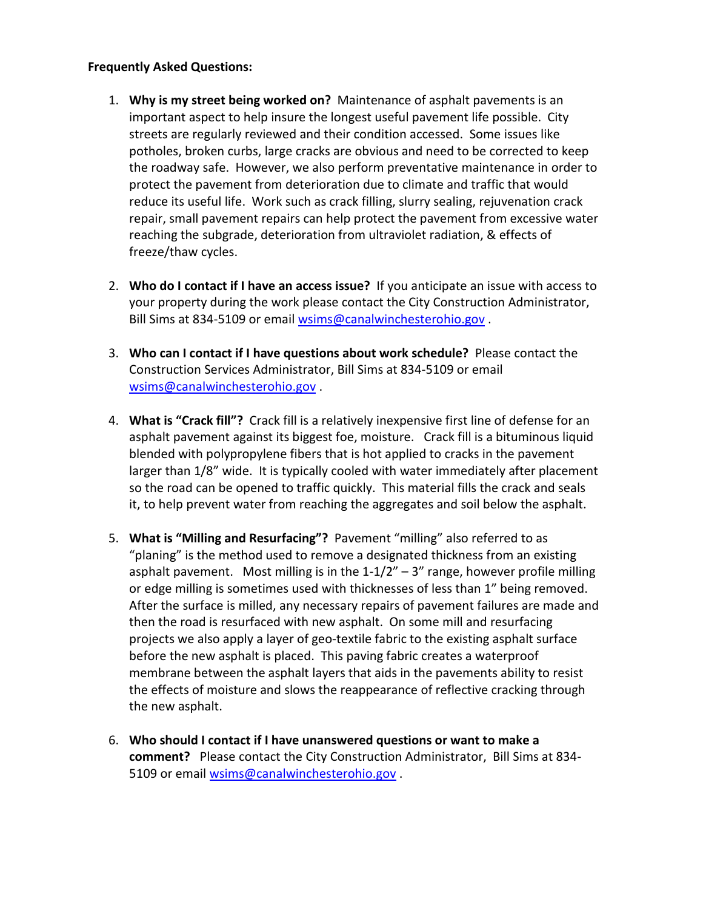**Frequently Asked Questions:**

1. **Why is my street being worked on?** Maintenance of asphalt pavements is an important aspect to help insure the longest useful pavement life possible. City streets are regularly reviewed and their condition accessed. Some issues like potholes, broken curbs, large cracks are obvious and need to be corrected to keep the roadway safe. However, we also perform preventative maintenance in order to protect the pavement from deterioration due to climate and traffic that would reduce its useful life. Work such as crack filling, slurry sealing, rejuvenation crack repair, small pavement repairs can help protect the pavement from excessive water reaching the subgrade, deterioration from ultraviolet radiation, & effects of freeze/thaw cycles.

2. **Who do I contact if I have an access issue?** If you anticipate an issue with access to your property during the work please contact the City Construction Administrator, Bill Sims at 834-5109 or email wsims@canalwinchesterohio.gov .

3. **Who can I contact if I have questions about work schedule?** Please contact the Construction Services Administrator, Bill Sims at 834-5109 or email wsims@canalwinchesterohio.gov .

4. **What is "Crack fill"?** Crack fill is a relatively inexpensive first line of defense for an asphalt pavement against its biggest foe, moisture. Crack fill is a bituminous liquid blended with polypropylene fibers that is hot applied to cracks in the pavement larger than 1/8" wide. It is typically cooled with water immediately after placement so the road can be opened to traffic quickly. This material fills the crack and seals it, to help prevent water from reaching the aggregates and soil below the asphalt.

5. **What is "Milling and Resurfacing"?** Pavement "milling" also referred to as "planing" is the method used to remove a designated thickness from an existing asphalt pavement. Most milling is in the 1-1/2" – 3" range, however profile milling or edge milling is sometimes used with thicknesses of less than 1" being removed. After the surface is milled, any necessary repairs of pavement failures are made and then the road is resurfaced with new asphalt. On some mill and resurfacing projects we also apply a layer of geo-textile fabric to the existing asphalt surface before the new asphalt is placed. This paving fabric creates a waterproof membrane between the asphalt layers that aids in the pavements ability to resist the effects of moisture and slows the reappearance of reflective cracking through the new asphalt.

6. **Who should I contact if I have unanswered questions or want to make a comment?** Please contact the City Construction Administrator, Bill Sims at 834-5109 or email wsims@canalwinchesterohio.gov .